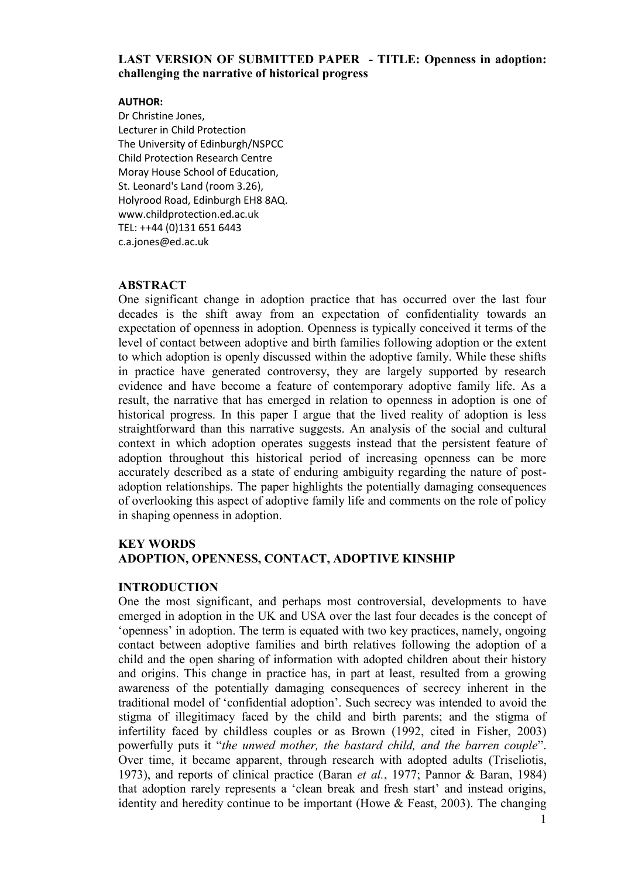**LAST VERSION OF SUBMITTED PAPER - TITLE: Openness in adoption: challenging the narrative of historical progress**

**AUTHOR:**

Dr Christine Jones,
Lecturer in Child Protection
The University of Edinburgh/NSPCC
Child Protection Research Centre
Moray House School of Education,
St. Leonard's Land (room 3.26),
Holyrood Road, Edinburgh EH8 8AQ.
www.childprotection.ed.ac.uk
TEL: ++44 (0)131 651 6443
c.a.jones@ed.ac.uk

## ABSTRACT

One significant change in adoption practice that has occurred over the last four decades is the shift away from an expectation of confidentiality towards an expectation of openness in adoption. Openness is typically conceived it terms of the level of contact between adoptive and birth families following adoption or the extent to which adoption is openly discussed within the adoptive family. While these shifts in practice have generated controversy, they are largely supported by research evidence and have become a feature of contemporary adoptive family life. As a result, the narrative that has emerged in relation to openness in adoption is one of historical progress. In this paper I argue that the lived reality of adoption is less straightforward than this narrative suggests. An analysis of the social and cultural context in which adoption operates suggests instead that the persistent feature of adoption throughout this historical period of increasing openness can be more accurately described as a state of enduring ambiguity regarding the nature of post-adoption relationships. The paper highlights the potentially damaging consequences of overlooking this aspect of adoptive family life and comments on the role of policy in shaping openness in adoption.

## KEY WORDS

**ADOPTION, OPENNESS, CONTACT, ADOPTIVE KINSHIP**

## INTRODUCTION

One the most significant, and perhaps most controversial, developments to have emerged in adoption in the UK and USA over the last four decades is the concept of 'openness' in adoption. The term is equated with two key practices, namely, ongoing contact between adoptive families and birth relatives following the adoption of a child and the open sharing of information with adopted children about their history and origins. This change in practice has, in part at least, resulted from a growing awareness of the potentially damaging consequences of secrecy inherent in the traditional model of 'confidential adoption'. Such secrecy was intended to avoid the stigma of illegitimacy faced by the child and birth parents; and the stigma of infertility faced by childless couples or as Brown (1992, cited in Fisher, 2003) powerfully puts it "*the unwed mother, the bastard child, and the barren couple*". Over time, it became apparent, through research with adopted adults (Triseliotis, 1973), and reports of clinical practice (Baran *et al.*, 1977; Pannor & Baran, 1984) that adoption rarely represents a 'clean break and fresh start' and instead origins, identity and heredity continue to be important (Howe & Feast, 2003). The changing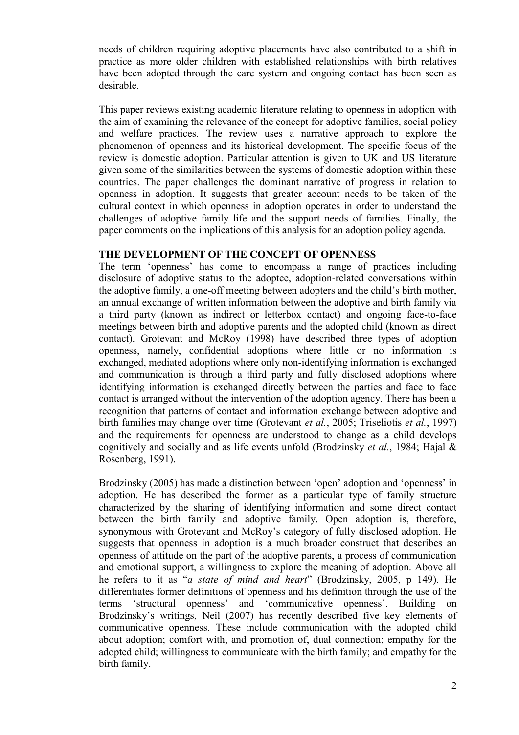needs of children requiring adoptive placements have also contributed to a shift in practice as more older children with established relationships with birth relatives have been adopted through the care system and ongoing contact has been seen as desirable.

This paper reviews existing academic literature relating to openness in adoption with the aim of examining the relevance of the concept for adoptive families, social policy and welfare practices. The review uses a narrative approach to explore the phenomenon of openness and its historical development. The specific focus of the review is domestic adoption. Particular attention is given to UK and US literature given some of the similarities between the systems of domestic adoption within these countries. The paper challenges the dominant narrative of progress in relation to openness in adoption. It suggests that greater account needs to be taken of the cultural context in which openness in adoption operates in order to understand the challenges of adoptive family life and the support needs of families. Finally, the paper comments on the implications of this analysis for an adoption policy agenda.

## THE DEVELOPMENT OF THE CONCEPT OF OPENNESS

The term 'openness' has come to encompass a range of practices including disclosure of adoptive status to the adoptee, adoption-related conversations within the adoptive family, a one-off meeting between adopters and the child's birth mother, an annual exchange of written information between the adoptive and birth family via a third party (known as indirect or letterbox contact) and ongoing face-to-face meetings between birth and adoptive parents and the adopted child (known as direct contact). Grotevant and McRoy (1998) have described three types of adoption openness, namely, confidential adoptions where little or no information is exchanged, mediated adoptions where only non-identifying information is exchanged and communication is through a third party and fully disclosed adoptions where identifying information is exchanged directly between the parties and face to face contact is arranged without the intervention of the adoption agency. There has been a recognition that patterns of contact and information exchange between adoptive and birth families may change over time (Grotevant *et al.*, 2005; Triseliotis *et al.*, 1997) and the requirements for openness are understood to change as a child develops cognitively and socially and as life events unfold (Brodzinsky *et al.*, 1984; Hajal & Rosenberg, 1991).

Brodzinsky (2005) has made a distinction between 'open' adoption and 'openness' in adoption. He has described the former as a particular type of family structure characterized by the sharing of identifying information and some direct contact between the birth family and adoptive family. Open adoption is, therefore, synonymous with Grotevant and McRoy's category of fully disclosed adoption. He suggests that openness in adoption is a much broader construct that describes an openness of attitude on the part of the adoptive parents, a process of communication and emotional support, a willingness to explore the meaning of adoption. Above all he refers to it as "*a state of mind and heart*" (Brodzinsky, 2005, p 149). He differentiates former definitions of openness and his definition through the use of the terms 'structural openness' and 'communicative openness'. Building on Brodzinsky's writings, Neil (2007) has recently described five key elements of communicative openness. These include communication with the adopted child about adoption; comfort with, and promotion of, dual connection; empathy for the adopted child; willingness to communicate with the birth family; and empathy for the birth family.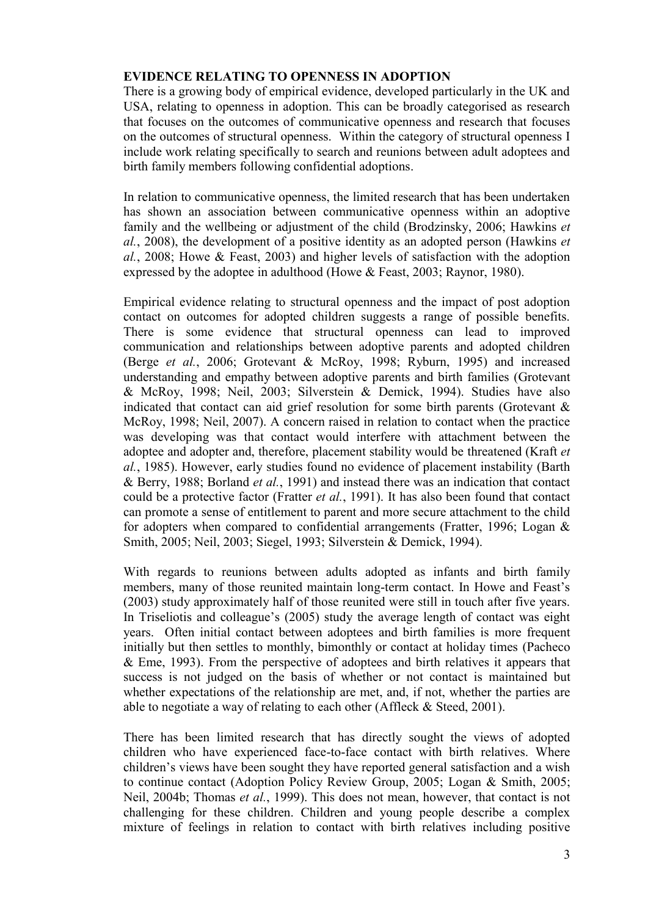**EVIDENCE RELATING TO OPENNESS IN ADOPTION**

There is a growing body of empirical evidence, developed particularly in the UK and USA, relating to openness in adoption. This can be broadly categorised as research that focuses on the outcomes of communicative openness and research that focuses on the outcomes of structural openness. Within the category of structural openness I include work relating specifically to search and reunions between adult adoptees and birth family members following confidential adoptions.

In relation to communicative openness, the limited research that has been undertaken has shown an association between communicative openness within an adoptive family and the wellbeing or adjustment of the child (Brodzinsky, 2006; Hawkins *et al.*, 2008), the development of a positive identity as an adopted person (Hawkins *et al.*, 2008; Howe & Feast, 2003) and higher levels of satisfaction with the adoption expressed by the adoptee in adulthood (Howe & Feast, 2003; Raynor, 1980).

Empirical evidence relating to structural openness and the impact of post adoption contact on outcomes for adopted children suggests a range of possible benefits. There is some evidence that structural openness can lead to improved communication and relationships between adoptive parents and adopted children (Berge *et al.*, 2006; Grotevant & McRoy, 1998; Ryburn, 1995) and increased understanding and empathy between adoptive parents and birth families (Grotevant & McRoy, 1998; Neil, 2003; Silverstein & Demick, 1994). Studies have also indicated that contact can aid grief resolution for some birth parents (Grotevant & McRoy, 1998; Neil, 2007). A concern raised in relation to contact when the practice was developing was that contact would interfere with attachment between the adoptee and adopter and, therefore, placement stability would be threatened (Kraft *et al.*, 1985). However, early studies found no evidence of placement instability (Barth & Berry, 1988; Borland *et al.*, 1991) and instead there was an indication that contact could be a protective factor (Fratter *et al.*, 1991). It has also been found that contact can promote a sense of entitlement to parent and more secure attachment to the child for adopters when compared to confidential arrangements (Fratter, 1996; Logan & Smith, 2005; Neil, 2003; Siegel, 1993; Silverstein & Demick, 1994).

With regards to reunions between adults adopted as infants and birth family members, many of those reunited maintain long-term contact. In Howe and Feast's (2003) study approximately half of those reunited were still in touch after five years. In Triseliotis and colleague's (2005) study the average length of contact was eight years. Often initial contact between adoptees and birth families is more frequent initially but then settles to monthly, bimonthly or contact at holiday times (Pacheco & Eme, 1993). From the perspective of adoptees and birth relatives it appears that success is not judged on the basis of whether or not contact is maintained but whether expectations of the relationship are met, and, if not, whether the parties are able to negotiate a way of relating to each other (Affleck & Steed, 2001).

There has been limited research that has directly sought the views of adopted children who have experienced face-to-face contact with birth relatives. Where children's views have been sought they have reported general satisfaction and a wish to continue contact (Adoption Policy Review Group, 2005; Logan & Smith, 2005; Neil, 2004b; Thomas *et al.*, 1999). This does not mean, however, that contact is not challenging for these children. Children and young people describe a complex mixture of feelings in relation to contact with birth relatives including positive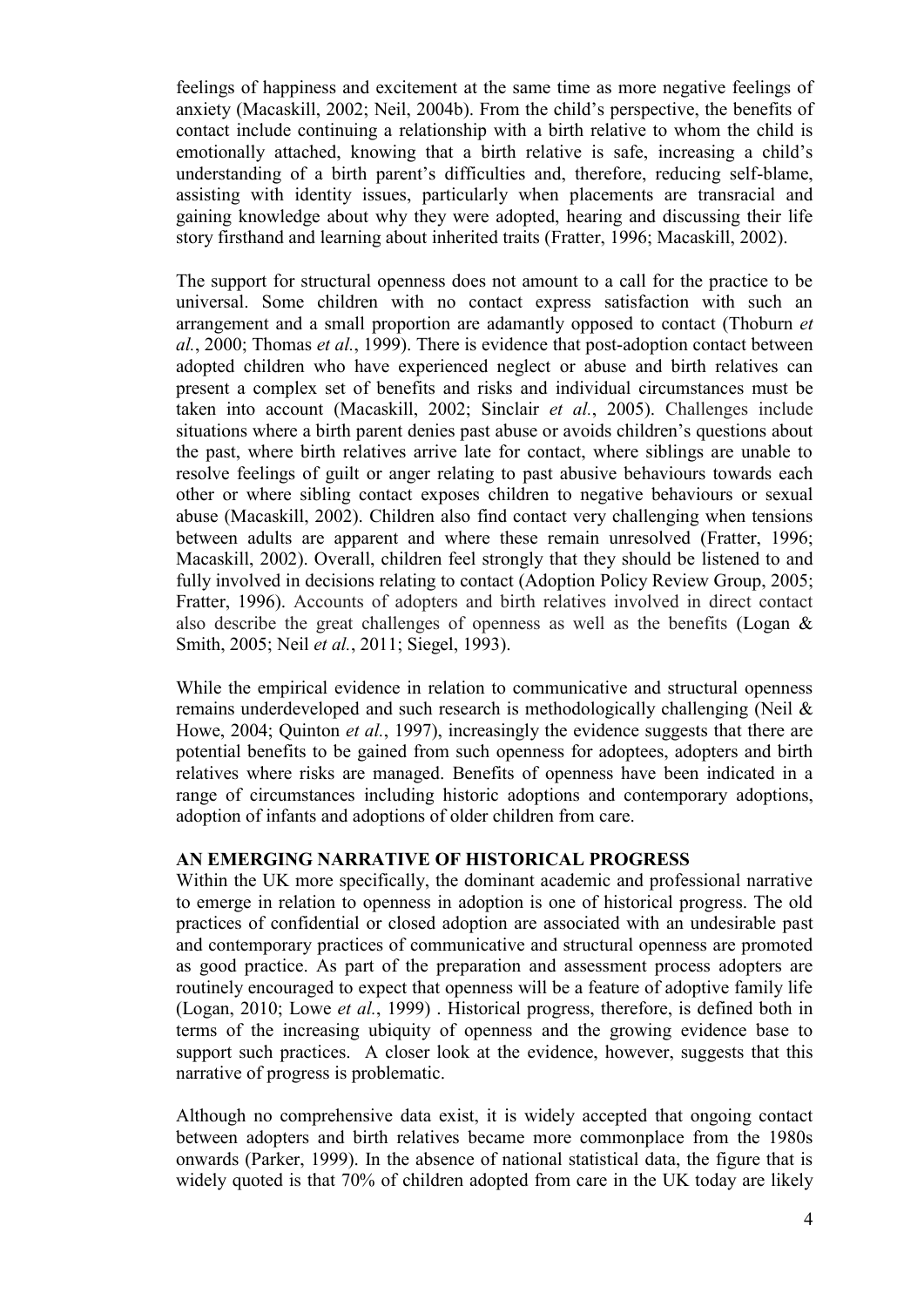feelings of happiness and excitement at the same time as more negative feelings of anxiety (Macaskill, 2002; Neil, 2004b). From the child's perspective, the benefits of contact include continuing a relationship with a birth relative to whom the child is emotionally attached, knowing that a birth relative is safe, increasing a child's understanding of a birth parent's difficulties and, therefore, reducing self-blame, assisting with identity issues, particularly when placements are transracial and gaining knowledge about why they were adopted, hearing and discussing their life story firsthand and learning about inherited traits (Fratter, 1996; Macaskill, 2002).

The support for structural openness does not amount to a call for the practice to be universal. Some children with no contact express satisfaction with such an arrangement and a small proportion are adamantly opposed to contact (Thoburn *et al.*, 2000; Thomas *et al.*, 1999). There is evidence that post-adoption contact between adopted children who have experienced neglect or abuse and birth relatives can present a complex set of benefits and risks and individual circumstances must be taken into account (Macaskill, 2002; Sinclair *et al.*, 2005). Challenges include situations where a birth parent denies past abuse or avoids children's questions about the past, where birth relatives arrive late for contact, where siblings are unable to resolve feelings of guilt or anger relating to past abusive behaviours towards each other or where sibling contact exposes children to negative behaviours or sexual abuse (Macaskill, 2002). Children also find contact very challenging when tensions between adults are apparent and where these remain unresolved (Fratter, 1996; Macaskill, 2002). Overall, children feel strongly that they should be listened to and fully involved in decisions relating to contact (Adoption Policy Review Group, 2005; Fratter, 1996). Accounts of adopters and birth relatives involved in direct contact also describe the great challenges of openness as well as the benefits (Logan & Smith, 2005; Neil *et al.*, 2011; Siegel, 1993).

While the empirical evidence in relation to communicative and structural openness remains underdeveloped and such research is methodologically challenging (Neil & Howe, 2004; Quinton *et al.*, 1997), increasingly the evidence suggests that there are potential benefits to be gained from such openness for adoptees, adopters and birth relatives where risks are managed. Benefits of openness have been indicated in a range of circumstances including historic adoptions and contemporary adoptions, adoption of infants and adoptions of older children from care.

## AN EMERGING NARRATIVE OF HISTORICAL PROGRESS

Within the UK more specifically, the dominant academic and professional narrative to emerge in relation to openness in adoption is one of historical progress. The old practices of confidential or closed adoption are associated with an undesirable past and contemporary practices of communicative and structural openness are promoted as good practice. As part of the preparation and assessment process adopters are routinely encouraged to expect that openness will be a feature of adoptive family life (Logan, 2010; Lowe *et al.*, 1999) . Historical progress, therefore, is defined both in terms of the increasing ubiquity of openness and the growing evidence base to support such practices. A closer look at the evidence, however, suggests that this narrative of progress is problematic.

Although no comprehensive data exist, it is widely accepted that ongoing contact between adopters and birth relatives became more commonplace from the 1980s onwards (Parker, 1999). In the absence of national statistical data, the figure that is widely quoted is that 70% of children adopted from care in the UK today are likely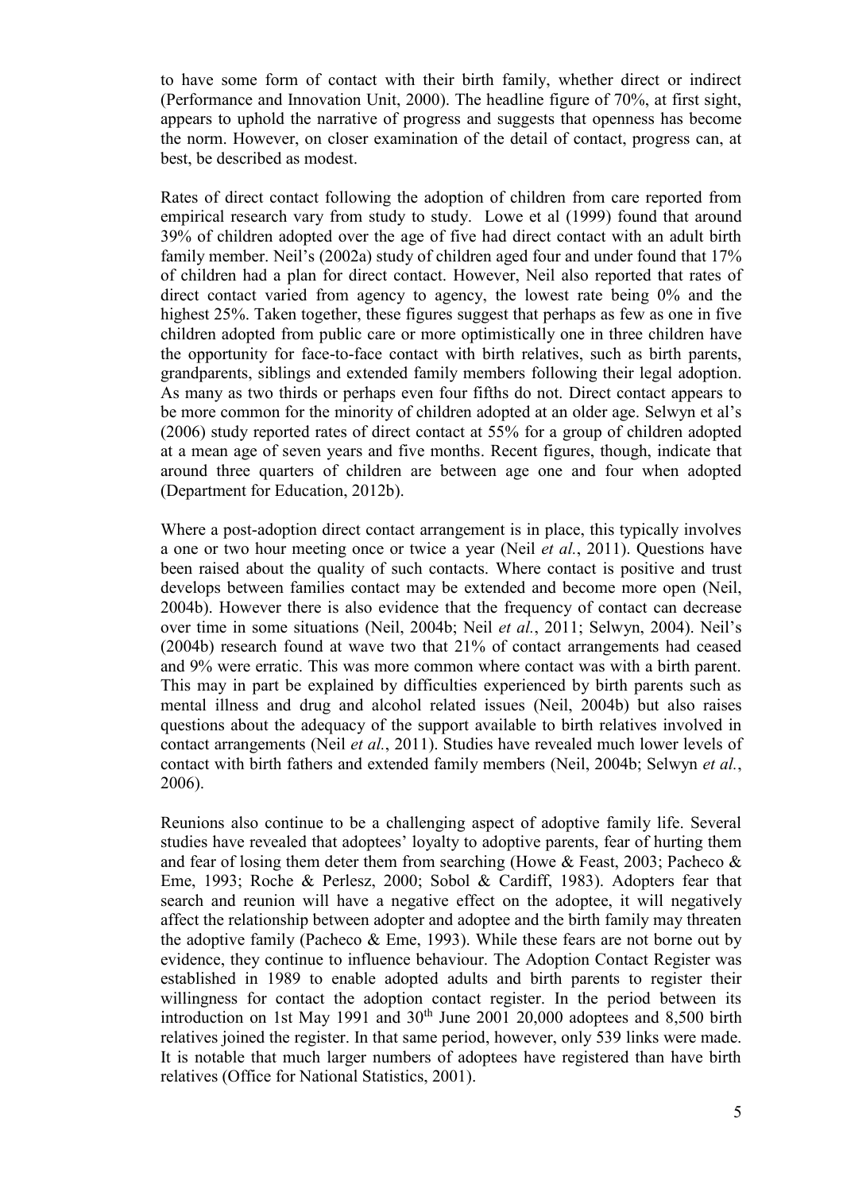to have some form of contact with their birth family, whether direct or indirect (Performance and Innovation Unit, 2000). The headline figure of 70%, at first sight, appears to uphold the narrative of progress and suggests that openness has become the norm. However, on closer examination of the detail of contact, progress can, at best, be described as modest.

Rates of direct contact following the adoption of children from care reported from empirical research vary from study to study. Lowe et al (1999) found that around 39% of children adopted over the age of five had direct contact with an adult birth family member. Neil's (2002a) study of children aged four and under found that 17% of children had a plan for direct contact. However, Neil also reported that rates of direct contact varied from agency to agency, the lowest rate being 0% and the highest 25%. Taken together, these figures suggest that perhaps as few as one in five children adopted from public care or more optimistically one in three children have the opportunity for face-to-face contact with birth relatives, such as birth parents, grandparents, siblings and extended family members following their legal adoption. As many as two thirds or perhaps even four fifths do not. Direct contact appears to be more common for the minority of children adopted at an older age. Selwyn et al's (2006) study reported rates of direct contact at 55% for a group of children adopted at a mean age of seven years and five months. Recent figures, though, indicate that around three quarters of children are between age one and four when adopted (Department for Education, 2012b).

Where a post-adoption direct contact arrangement is in place, this typically involves a one or two hour meeting once or twice a year (Neil *et al.*, 2011). Questions have been raised about the quality of such contacts. Where contact is positive and trust develops between families contact may be extended and become more open (Neil, 2004b). However there is also evidence that the frequency of contact can decrease over time in some situations (Neil, 2004b; Neil *et al.*, 2011; Selwyn, 2004). Neil's (2004b) research found at wave two that 21% of contact arrangements had ceased and 9% were erratic. This was more common where contact was with a birth parent. This may in part be explained by difficulties experienced by birth parents such as mental illness and drug and alcohol related issues (Neil, 2004b) but also raises questions about the adequacy of the support available to birth relatives involved in contact arrangements (Neil *et al.*, 2011). Studies have revealed much lower levels of contact with birth fathers and extended family members (Neil, 2004b; Selwyn *et al.*, 2006).

Reunions also continue to be a challenging aspect of adoptive family life. Several studies have revealed that adoptees' loyalty to adoptive parents, fear of hurting them and fear of losing them deter them from searching (Howe & Feast, 2003; Pacheco & Eme, 1993; Roche & Perlesz, 2000; Sobol & Cardiff, 1983). Adopters fear that search and reunion will have a negative effect on the adoptee, it will negatively affect the relationship between adopter and adoptee and the birth family may threaten the adoptive family (Pacheco & Eme, 1993). While these fears are not borne out by evidence, they continue to influence behaviour. The Adoption Contact Register was established in 1989 to enable adopted adults and birth parents to register their willingness for contact the adoption contact register. In the period between its introduction on 1st May 1991 and 30th June 2001 20,000 adoptees and 8,500 birth relatives joined the register. In that same period, however, only 539 links were made. It is notable that much larger numbers of adoptees have registered than have birth relatives (Office for National Statistics, 2001).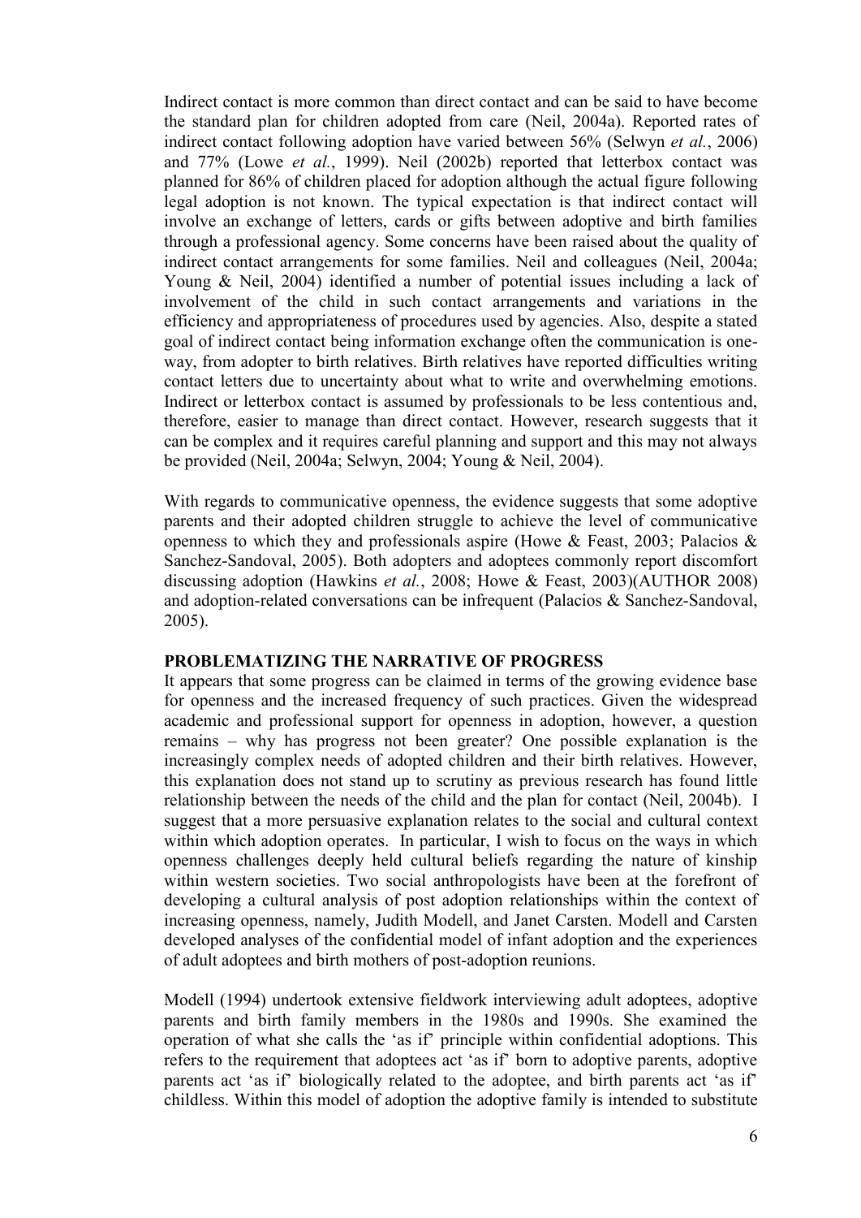Indirect contact is more common than direct contact and can be said to have become the standard plan for children adopted from care (Neil, 2004a). Reported rates of indirect contact following adoption have varied between 56% (Selwyn *et al.*, 2006) and 77% (Lowe *et al.*, 1999). Neil (2002b) reported that letterbox contact was planned for 86% of children placed for adoption although the actual figure following legal adoption is not known. The typical expectation is that indirect contact will involve an exchange of letters, cards or gifts between adoptive and birth families through a professional agency. Some concerns have been raised about the quality of indirect contact arrangements for some families. Neil and colleagues (Neil, 2004a; Young & Neil, 2004) identified a number of potential issues including a lack of involvement of the child in such contact arrangements and variations in the efficiency and appropriateness of procedures used by agencies. Also, despite a stated goal of indirect contact being information exchange often the communication is one-way, from adopter to birth relatives. Birth relatives have reported difficulties writing contact letters due to uncertainty about what to write and overwhelming emotions. Indirect or letterbox contact is assumed by professionals to be less contentious and, therefore, easier to manage than direct contact. However, research suggests that it can be complex and it requires careful planning and support and this may not always be provided (Neil, 2004a; Selwyn, 2004; Young & Neil, 2004).

With regards to communicative openness, the evidence suggests that some adoptive parents and their adopted children struggle to achieve the level of communicative openness to which they and professionals aspire (Howe & Feast, 2003; Palacios & Sanchez-Sandoval, 2005). Both adopters and adoptees commonly report discomfort discussing adoption (Hawkins *et al.*, 2008; Howe & Feast, 2003)(AUTHOR 2008) and adoption-related conversations can be infrequent (Palacios & Sanchez-Sandoval, 2005).

## PROBLEMATIZING THE NARRATIVE OF PROGRESS

It appears that some progress can be claimed in terms of the growing evidence base for openness and the increased frequency of such practices. Given the widespread academic and professional support for openness in adoption, however, a question remains – why has progress not been greater? One possible explanation is the increasingly complex needs of adopted children and their birth relatives. However, this explanation does not stand up to scrutiny as previous research has found little relationship between the needs of the child and the plan for contact (Neil, 2004b). I suggest that a more persuasive explanation relates to the social and cultural context within which adoption operates. In particular, I wish to focus on the ways in which openness challenges deeply held cultural beliefs regarding the nature of kinship within western societies. Two social anthropologists have been at the forefront of developing a cultural analysis of post adoption relationships within the context of increasing openness, namely, Judith Modell, and Janet Carsten. Modell and Carsten developed analyses of the confidential model of infant adoption and the experiences of adult adoptees and birth mothers of post-adoption reunions.

Modell (1994) undertook extensive fieldwork interviewing adult adoptees, adoptive parents and birth family members in the 1980s and 1990s. She examined the operation of what she calls the 'as if' principle within confidential adoptions. This refers to the requirement that adoptees act 'as if' born to adoptive parents, adoptive parents act 'as if' biologically related to the adoptee, and birth parents act 'as if' childless. Within this model of adoption the adoptive family is intended to substitute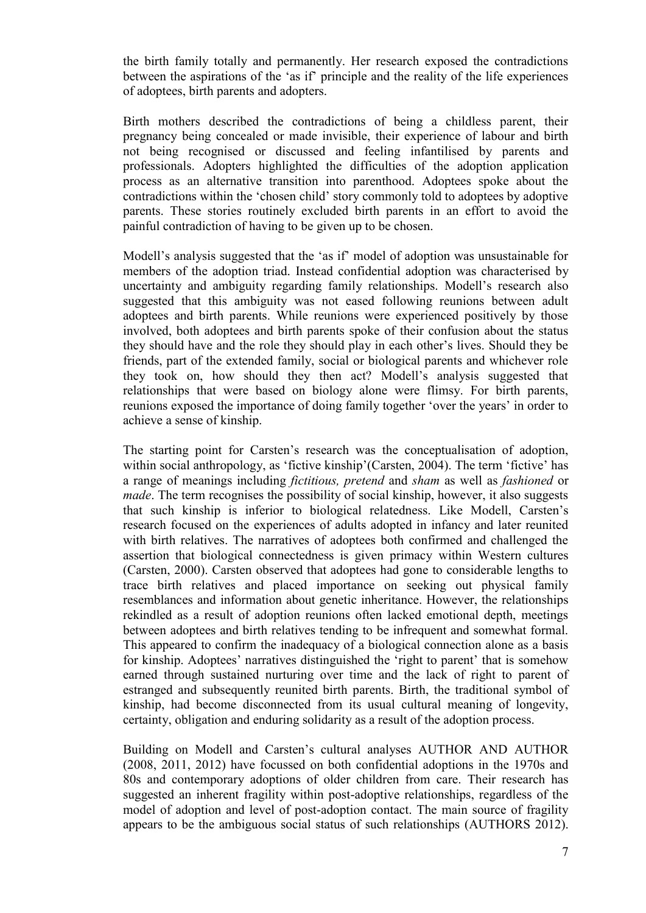the birth family totally and permanently. Her research exposed the contradictions between the aspirations of the 'as if' principle and the reality of the life experiences of adoptees, birth parents and adopters.

Birth mothers described the contradictions of being a childless parent, their pregnancy being concealed or made invisible, their experience of labour and birth not being recognised or discussed and feeling infantilised by parents and professionals. Adopters highlighted the difficulties of the adoption application process as an alternative transition into parenthood. Adoptees spoke about the contradictions within the 'chosen child' story commonly told to adoptees by adoptive parents. These stories routinely excluded birth parents in an effort to avoid the painful contradiction of having to be given up to be chosen.

Modell's analysis suggested that the 'as if' model of adoption was unsustainable for members of the adoption triad. Instead confidential adoption was characterised by uncertainty and ambiguity regarding family relationships. Modell's research also suggested that this ambiguity was not eased following reunions between adult adoptees and birth parents. While reunions were experienced positively by those involved, both adoptees and birth parents spoke of their confusion about the status they should have and the role they should play in each other's lives. Should they be friends, part of the extended family, social or biological parents and whichever role they took on, how should they then act? Modell's analysis suggested that relationships that were based on biology alone were flimsy. For birth parents, reunions exposed the importance of doing family together 'over the years' in order to achieve a sense of kinship.

The starting point for Carsten's research was the conceptualisation of adoption, within social anthropology, as 'fictive kinship'(Carsten, 2004). The term 'fictive' has a range of meanings including *fictitious, pretend* and *sham* as well as *fashioned* or *made*. The term recognises the possibility of social kinship, however, it also suggests that such kinship is inferior to biological relatedness. Like Modell, Carsten's research focused on the experiences of adults adopted in infancy and later reunited with birth relatives. The narratives of adoptees both confirmed and challenged the assertion that biological connectedness is given primacy within Western cultures (Carsten, 2000). Carsten observed that adoptees had gone to considerable lengths to trace birth relatives and placed importance on seeking out physical family resemblances and information about genetic inheritance. However, the relationships rekindled as a result of adoption reunions often lacked emotional depth, meetings between adoptees and birth relatives tending to be infrequent and somewhat formal. This appeared to confirm the inadequacy of a biological connection alone as a basis for kinship. Adoptees' narratives distinguished the 'right to parent' that is somehow earned through sustained nurturing over time and the lack of right to parent of estranged and subsequently reunited birth parents. Birth, the traditional symbol of kinship, had become disconnected from its usual cultural meaning of longevity, certainty, obligation and enduring solidarity as a result of the adoption process.

Building on Modell and Carsten's cultural analyses AUTHOR AND AUTHOR (2008, 2011, 2012) have focussed on both confidential adoptions in the 1970s and 80s and contemporary adoptions of older children from care. Their research has suggested an inherent fragility within post-adoptive relationships, regardless of the model of adoption and level of post-adoption contact. The main source of fragility appears to be the ambiguous social status of such relationships (AUTHORS 2012).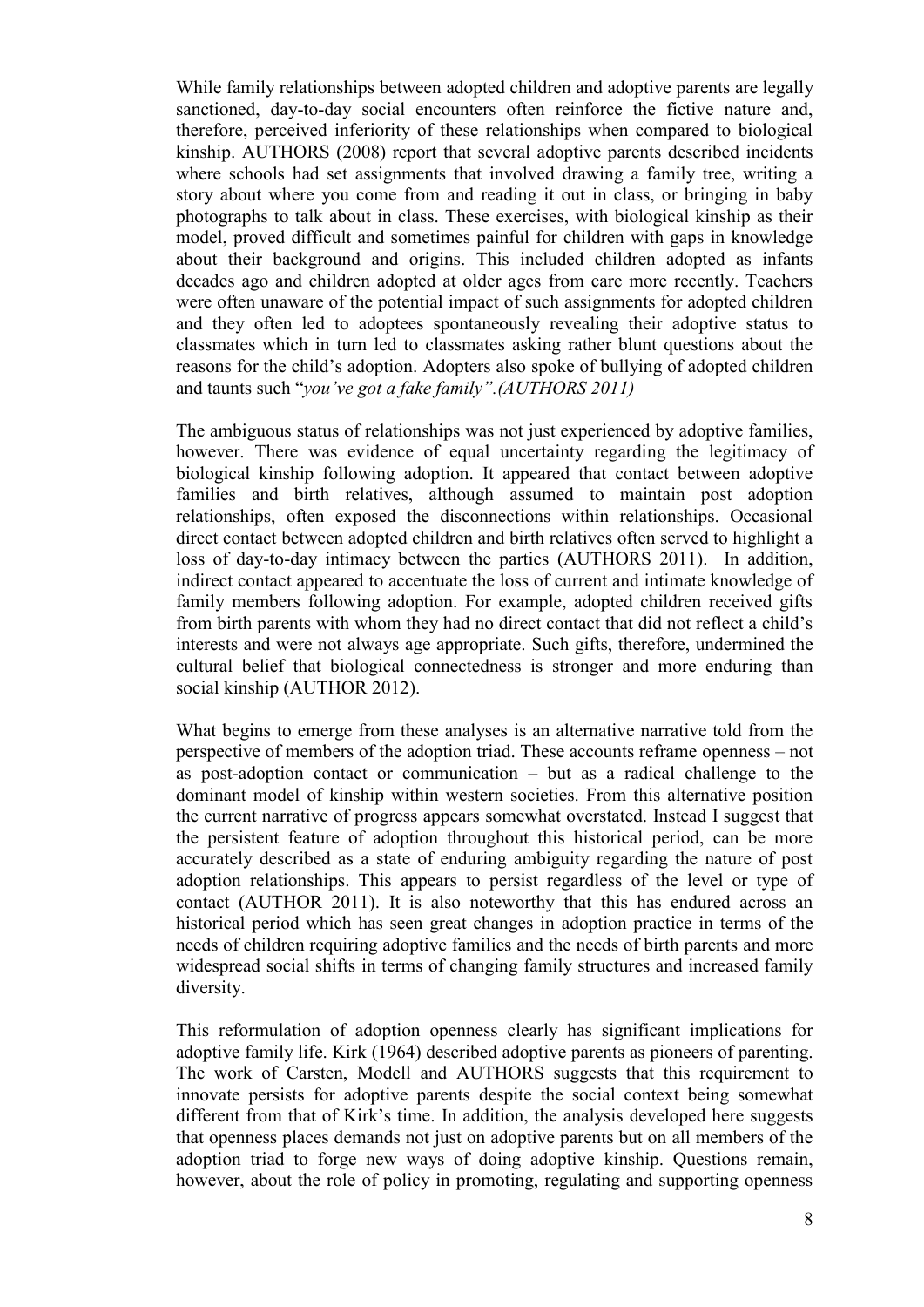While family relationships between adopted children and adoptive parents are legally sanctioned, day-to-day social encounters often reinforce the fictive nature and, therefore, perceived inferiority of these relationships when compared to biological kinship. AUTHORS (2008) report that several adoptive parents described incidents where schools had set assignments that involved drawing a family tree, writing a story about where you come from and reading it out in class, or bringing in baby photographs to talk about in class. These exercises, with biological kinship as their model, proved difficult and sometimes painful for children with gaps in knowledge about their background and origins. This included children adopted as infants decades ago and children adopted at older ages from care more recently. Teachers were often unaware of the potential impact of such assignments for adopted children and they often led to adoptees spontaneously revealing their adoptive status to classmates which in turn led to classmates asking rather blunt questions about the reasons for the child's adoption. Adopters also spoke of bullying of adopted children and taunts such "*you've got a fake family".(AUTHORS 2011)*

The ambiguous status of relationships was not just experienced by adoptive families, however. There was evidence of equal uncertainty regarding the legitimacy of biological kinship following adoption. It appeared that contact between adoptive families and birth relatives, although assumed to maintain post adoption relationships, often exposed the disconnections within relationships. Occasional direct contact between adopted children and birth relatives often served to highlight a loss of day-to-day intimacy between the parties (AUTHORS 2011). In addition, indirect contact appeared to accentuate the loss of current and intimate knowledge of family members following adoption. For example, adopted children received gifts from birth parents with whom they had no direct contact that did not reflect a child's interests and were not always age appropriate. Such gifts, therefore, undermined the cultural belief that biological connectedness is stronger and more enduring than social kinship (AUTHOR 2012).

What begins to emerge from these analyses is an alternative narrative told from the perspective of members of the adoption triad. These accounts reframe openness – not as post-adoption contact or communication – but as a radical challenge to the dominant model of kinship within western societies. From this alternative position the current narrative of progress appears somewhat overstated. Instead I suggest that the persistent feature of adoption throughout this historical period, can be more accurately described as a state of enduring ambiguity regarding the nature of post adoption relationships. This appears to persist regardless of the level or type of contact (AUTHOR 2011). It is also noteworthy that this has endured across an historical period which has seen great changes in adoption practice in terms of the needs of children requiring adoptive families and the needs of birth parents and more widespread social shifts in terms of changing family structures and increased family diversity.

This reformulation of adoption openness clearly has significant implications for adoptive family life. Kirk (1964) described adoptive parents as pioneers of parenting. The work of Carsten, Modell and AUTHORS suggests that this requirement to innovate persists for adoptive parents despite the social context being somewhat different from that of Kirk's time. In addition, the analysis developed here suggests that openness places demands not just on adoptive parents but on all members of the adoption triad to forge new ways of doing adoptive kinship. Questions remain, however, about the role of policy in promoting, regulating and supporting openness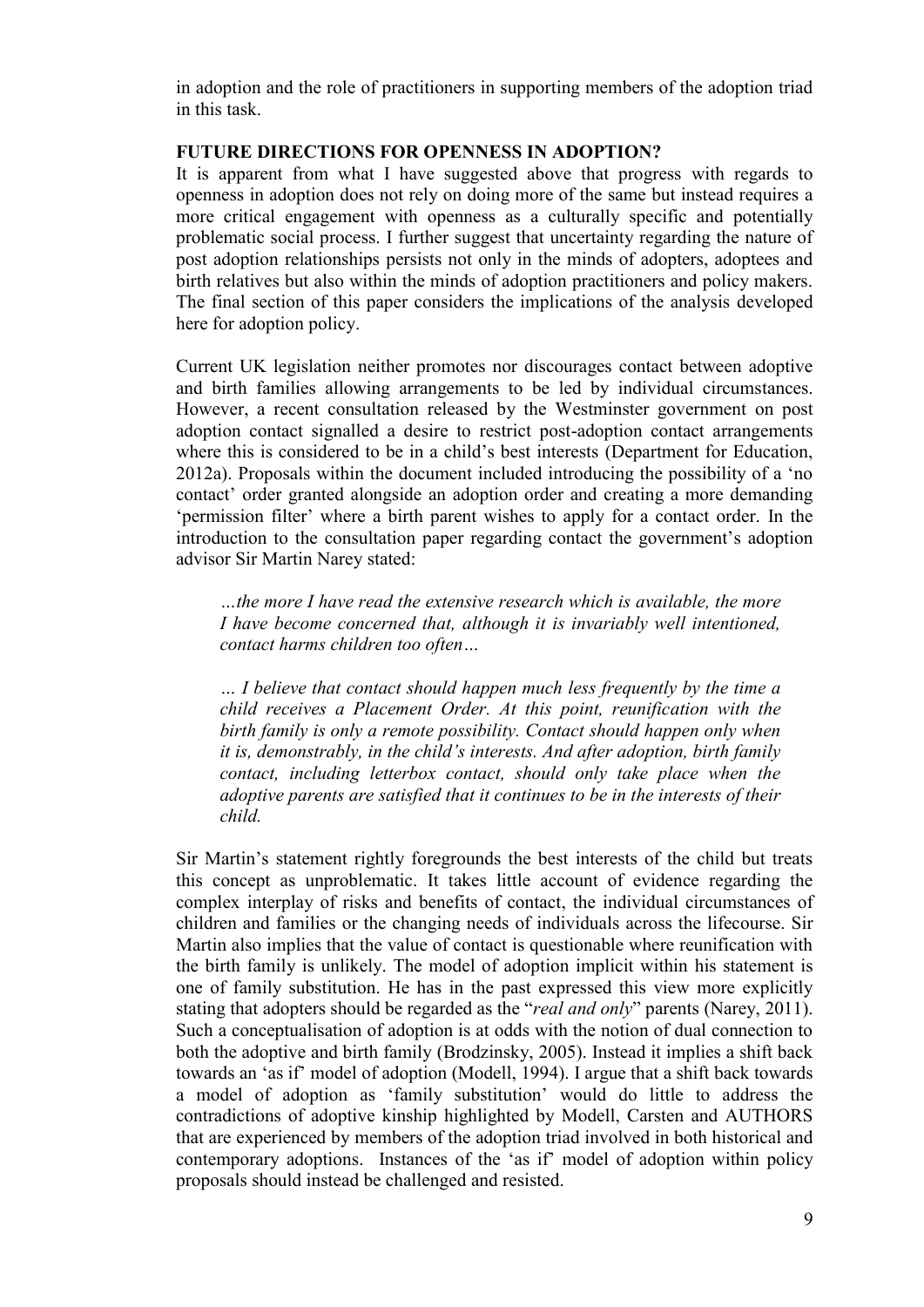in adoption and the role of practitioners in supporting members of the adoption triad in this task.

## FUTURE DIRECTIONS FOR OPENNESS IN ADOPTION?

It is apparent from what I have suggested above that progress with regards to openness in adoption does not rely on doing more of the same but instead requires a more critical engagement with openness as a culturally specific and potentially problematic social process. I further suggest that uncertainty regarding the nature of post adoption relationships persists not only in the minds of adopters, adoptees and birth relatives but also within the minds of adoption practitioners and policy makers. The final section of this paper considers the implications of the analysis developed here for adoption policy.

Current UK legislation neither promotes nor discourages contact between adoptive and birth families allowing arrangements to be led by individual circumstances. However, a recent consultation released by the Westminster government on post adoption contact signalled a desire to restrict post-adoption contact arrangements where this is considered to be in a child's best interests (Department for Education, 2012a). Proposals within the document included introducing the possibility of a 'no contact' order granted alongside an adoption order and creating a more demanding 'permission filter' where a birth parent wishes to apply for a contact order. In the introduction to the consultation paper regarding contact the government's adoption advisor Sir Martin Narey stated:

> *…the more I have read the extensive research which is available, the more I have become concerned that, although it is invariably well intentioned, contact harms children too often…*
>
> *… I believe that contact should happen much less frequently by the time a child receives a Placement Order. At this point, reunification with the birth family is only a remote possibility. Contact should happen only when it is, demonstrably, in the child's interests. And after adoption, birth family contact, including letterbox contact, should only take place when the adoptive parents are satisfied that it continues to be in the interests of their child.*

Sir Martin's statement rightly foregrounds the best interests of the child but treats this concept as unproblematic. It takes little account of evidence regarding the complex interplay of risks and benefits of contact, the individual circumstances of children and families or the changing needs of individuals across the lifecourse. Sir Martin also implies that the value of contact is questionable where reunification with the birth family is unlikely. The model of adoption implicit within his statement is one of family substitution. He has in the past expressed this view more explicitly stating that adopters should be regarded as the "*real and only*" parents (Narey, 2011). Such a conceptualisation of adoption is at odds with the notion of dual connection to both the adoptive and birth family (Brodzinsky, 2005). Instead it implies a shift back towards an 'as if' model of adoption (Modell, 1994). I argue that a shift back towards a model of adoption as 'family substitution' would do little to address the contradictions of adoptive kinship highlighted by Modell, Carsten and AUTHORS that are experienced by members of the adoption triad involved in both historical and contemporary adoptions. Instances of the 'as if' model of adoption within policy proposals should instead be challenged and resisted.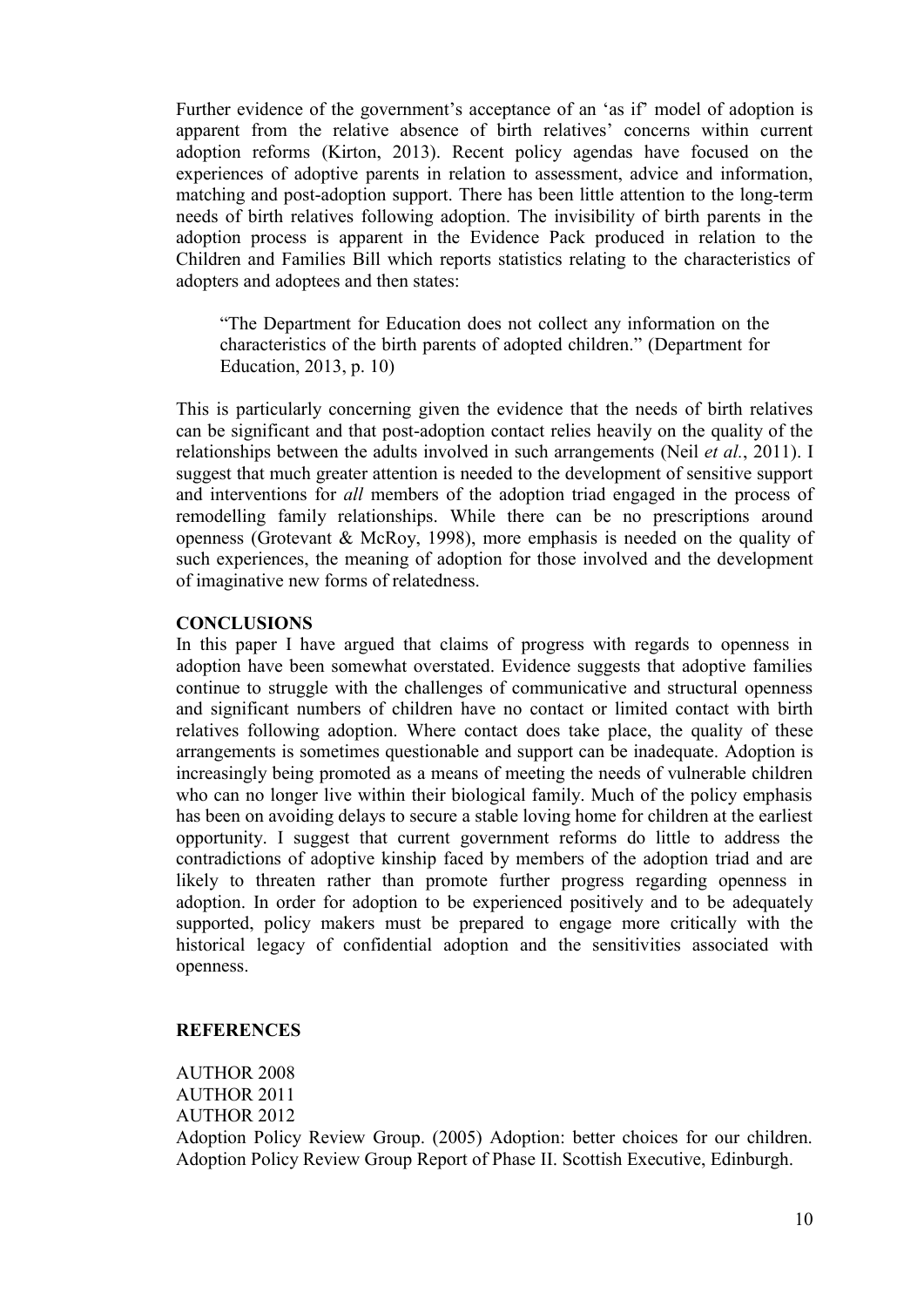Further evidence of the government's acceptance of an 'as if' model of adoption is apparent from the relative absence of birth relatives' concerns within current adoption reforms (Kirton, 2013). Recent policy agendas have focused on the experiences of adoptive parents in relation to assessment, advice and information, matching and post-adoption support. There has been little attention to the long-term needs of birth relatives following adoption. The invisibility of birth parents in the adoption process is apparent in the Evidence Pack produced in relation to the Children and Families Bill which reports statistics relating to the characteristics of adopters and adoptees and then states:

> "The Department for Education does not collect any information on the characteristics of the birth parents of adopted children." (Department for Education, 2013, p. 10)

This is particularly concerning given the evidence that the needs of birth relatives can be significant and that post-adoption contact relies heavily on the quality of the relationships between the adults involved in such arrangements (Neil *et al.*, 2011). I suggest that much greater attention is needed to the development of sensitive support and interventions for *all* members of the adoption triad engaged in the process of remodelling family relationships. While there can be no prescriptions around openness (Grotevant & McRoy, 1998), more emphasis is needed on the quality of such experiences, the meaning of adoption for those involved and the development of imaginative new forms of relatedness.

## CONCLUSIONS

In this paper I have argued that claims of progress with regards to openness in adoption have been somewhat overstated. Evidence suggests that adoptive families continue to struggle with the challenges of communicative and structural openness and significant numbers of children have no contact or limited contact with birth relatives following adoption. Where contact does take place, the quality of these arrangements is sometimes questionable and support can be inadequate. Adoption is increasingly being promoted as a means of meeting the needs of vulnerable children who can no longer live within their biological family. Much of the policy emphasis has been on avoiding delays to secure a stable loving home for children at the earliest opportunity. I suggest that current government reforms do little to address the contradictions of adoptive kinship faced by members of the adoption triad and are likely to threaten rather than promote further progress regarding openness in adoption. In order for adoption to be experienced positively and to be adequately supported, policy makers must be prepared to engage more critically with the historical legacy of confidential adoption and the sensitivities associated with openness.

## REFERENCES

AUTHOR 2008

AUTHOR 2011

AUTHOR 2012

Adoption Policy Review Group. (2005) Adoption: better choices for our children. Adoption Policy Review Group Report of Phase II. Scottish Executive, Edinburgh.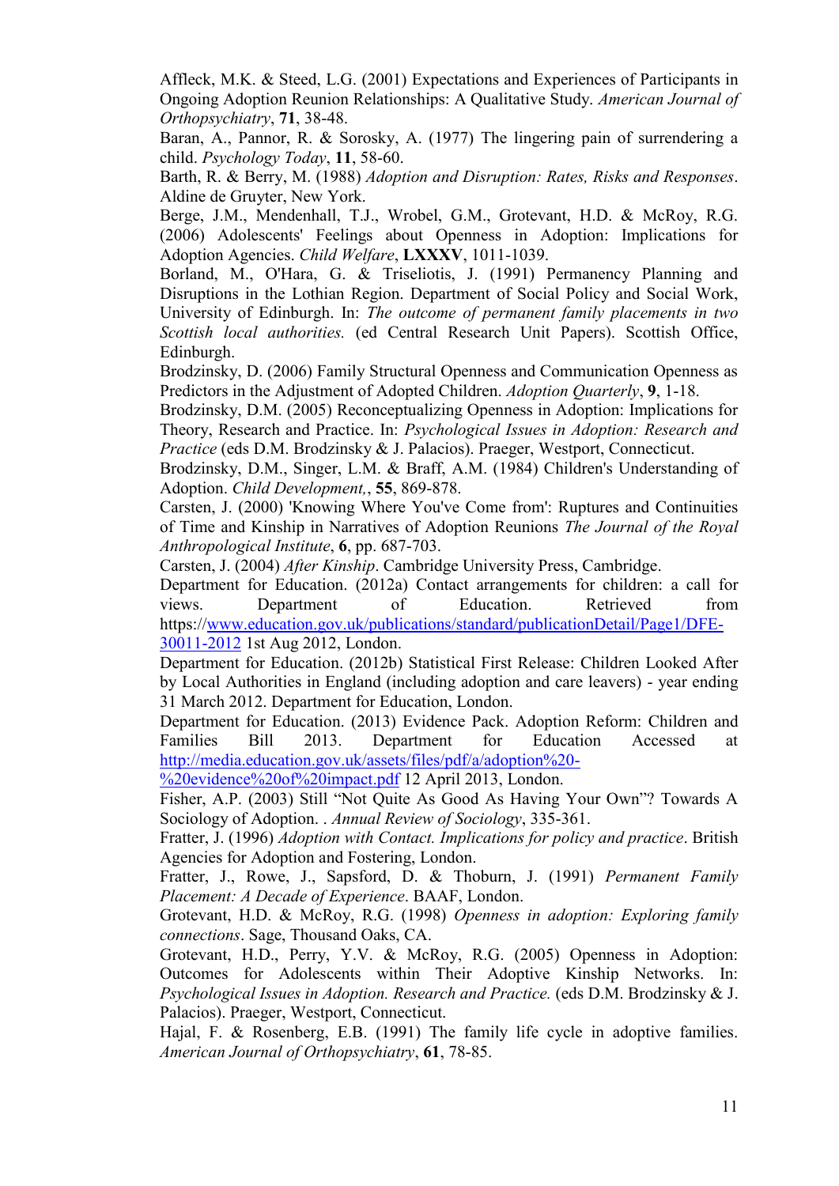Affleck, M.K. & Steed, L.G. (2001) Expectations and Experiences of Participants in Ongoing Adoption Reunion Relationships: A Qualitative Study. *American Journal of Orthopsychiatry*, **71**, 38-48.

Baran, A., Pannor, R. & Sorosky, A. (1977) The lingering pain of surrendering a child. *Psychology Today*, **11**, 58-60.

Barth, R. & Berry, M. (1988) *Adoption and Disruption: Rates, Risks and Responses*. Aldine de Gruyter, New York.

Berge, J.M., Mendenhall, T.J., Wrobel, G.M., Grotevant, H.D. & McRoy, R.G. (2006) Adolescents' Feelings about Openness in Adoption: Implications for Adoption Agencies. *Child Welfare*, **LXXXV**, 1011-1039.

Borland, M., O'Hara, G. & Triseliotis, J. (1991) Permanency Planning and Disruptions in the Lothian Region. Department of Social Policy and Social Work, University of Edinburgh. In: *The outcome of permanent family placements in two Scottish local authorities.* (ed Central Research Unit Papers). Scottish Office, Edinburgh.

Brodzinsky, D. (2006) Family Structural Openness and Communication Openness as Predictors in the Adjustment of Adopted Children. *Adoption Quarterly*, **9**, 1-18.

Brodzinsky, D.M. (2005) Reconceptualizing Openness in Adoption: Implications for Theory, Research and Practice. In: *Psychological Issues in Adoption: Research and Practice* (eds D.M. Brodzinsky & J. Palacios). Praeger, Westport, Connecticut.

Brodzinsky, D.M., Singer, L.M. & Braff, A.M. (1984) Children's Understanding of Adoption. *Child Development,*, **55**, 869-878.

Carsten, J. (2000) 'Knowing Where You've Come from': Ruptures and Continuities of Time and Kinship in Narratives of Adoption Reunions *The Journal of the Royal Anthropological Institute*, **6**, pp. 687-703.

Carsten, J. (2004) *After Kinship*. Cambridge University Press, Cambridge.

Department for Education. (2012a) Contact arrangements for children: a call for views. Department of Education. Retrieved from https://www.education.gov.uk/publications/standard/publicationDetail/Page1/DFE-30011-2012 1st Aug 2012, London.

Department for Education. (2012b) Statistical First Release: Children Looked After by Local Authorities in England (including adoption and care leavers) - year ending 31 March 2012. Department for Education, London.

Department for Education. (2013) Evidence Pack. Adoption Reform: Children and Families Bill 2013. Department for Education Accessed at http://media.education.gov.uk/assets/files/pdf/a/adoption%20-%20evidence%20of%20impact.pdf 12 April 2013, London.

Fisher, A.P. (2003) Still "Not Quite As Good As Having Your Own"? Towards A Sociology of Adoption. . *Annual Review of Sociology*, 335-361.

Fratter, J. (1996) *Adoption with Contact. Implications for policy and practice*. British Agencies for Adoption and Fostering, London.

Fratter, J., Rowe, J., Sapsford, D. & Thoburn, J. (1991) *Permanent Family Placement: A Decade of Experience*. BAAF, London.

Grotevant, H.D. & McRoy, R.G. (1998) *Openness in adoption: Exploring family connections*. Sage, Thousand Oaks, CA.

Grotevant, H.D., Perry, Y.V. & McRoy, R.G. (2005) Openness in Adoption: Outcomes for Adolescents within Their Adoptive Kinship Networks. In: *Psychological Issues in Adoption. Research and Practice.* (eds D.M. Brodzinsky & J. Palacios). Praeger, Westport, Connecticut.

Hajal, F. & Rosenberg, E.B. (1991) The family life cycle in adoptive families. *American Journal of Orthopsychiatry*, **61**, 78-85.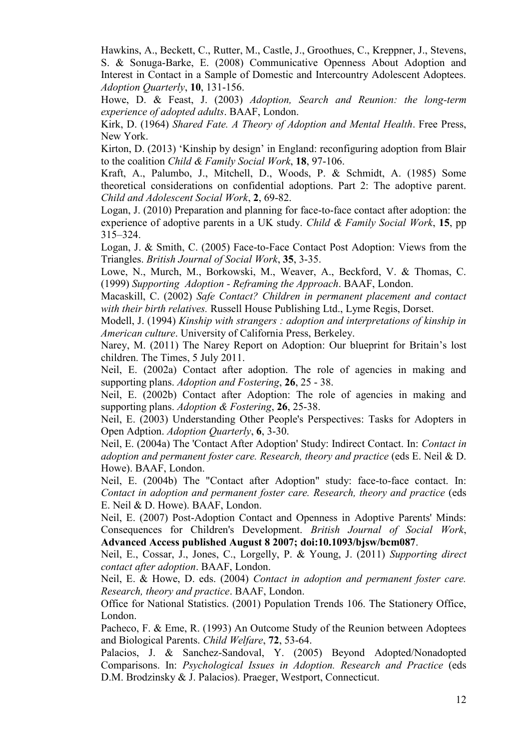Hawkins, A., Beckett, C., Rutter, M., Castle, J., Groothues, C., Kreppner, J., Stevens, S. & Sonuga-Barke, E. (2008) Communicative Openness About Adoption and Interest in Contact in a Sample of Domestic and Intercountry Adolescent Adoptees. *Adoption Quarterly*, **10**, 131-156.

Howe, D. & Feast, J. (2003) *Adoption, Search and Reunion: the long-term experience of adopted adults*. BAAF, London.

Kirk, D. (1964) *Shared Fate. A Theory of Adoption and Mental Health*. Free Press, New York.

Kirton, D. (2013) 'Kinship by design' in England: reconfiguring adoption from Blair to the coalition *Child & Family Social Work*, **18**, 97-106.

Kraft, A., Palumbo, J., Mitchell, D., Woods, P. & Schmidt, A. (1985) Some theoretical considerations on confidential adoptions. Part 2: The adoptive parent. *Child and Adolescent Social Work*, **2**, 69-82.

Logan, J. (2010) Preparation and planning for face-to-face contact after adoption: the experience of adoptive parents in a UK study. *Child & Family Social Work*, **15**, pp 315–324.

Logan, J. & Smith, C. (2005) Face-to-Face Contact Post Adoption: Views from the Triangles. *British Journal of Social Work*, **35**, 3-35.

Lowe, N., Murch, M., Borkowski, M., Weaver, A., Beckford, V. & Thomas, C. (1999) *Supporting Adoption - Reframing the Approach*. BAAF, London.

Macaskill, C. (2002) *Safe Contact? Children in permanent placement and contact with their birth relatives.* Russell House Publishing Ltd., Lyme Regis, Dorset.

Modell, J. (1994) *Kinship with strangers : adoption and interpretations of kinship in American culture*. University of California Press, Berkeley.

Narey, M. (2011) The Narey Report on Adoption: Our blueprint for Britain's lost children. The Times, 5 July 2011.

Neil, E. (2002a) Contact after adoption. The role of agencies in making and supporting plans. *Adoption and Fostering*, **26**, 25 - 38.

Neil, E. (2002b) Contact after Adoption: The role of agencies in making and supporting plans. *Adoption & Fostering*, **26**, 25-38.

Neil, E. (2003) Understanding Other People's Perspectives: Tasks for Adopters in Open Adption. *Adoption Quarterly*, **6**, 3-30.

Neil, E. (2004a) The 'Contact After Adoption' Study: Indirect Contact. In: *Contact in adoption and permanent foster care. Research, theory and practice* (eds E. Neil & D. Howe). BAAF, London.

Neil, E. (2004b) The "Contact after Adoption" study: face-to-face contact. In: *Contact in adoption and permanent foster care. Research, theory and practice* (eds E. Neil & D. Howe). BAAF, London.

Neil, E. (2007) Post-Adoption Contact and Openness in Adoptive Parents' Minds: Consequences for Children's Development. *British Journal of Social Work*, **Advanced Access published August 8 2007; doi:10.1093/bjsw/bcm087**.

Neil, E., Cossar, J., Jones, C., Lorgelly, P. & Young, J. (2011) *Supporting direct contact after adoption*. BAAF, London.

Neil, E. & Howe, D. eds. (2004) *Contact in adoption and permanent foster care. Research, theory and practice*. BAAF, London.

Office for National Statistics. (2001) Population Trends 106. The Stationery Office, London.

Pacheco, F. & Eme, R. (1993) An Outcome Study of the Reunion between Adoptees and Biological Parents. *Child Welfare*, **72**, 53-64.

Palacios, J. & Sanchez-Sandoval, Y. (2005) Beyond Adopted/Nonadopted Comparisons. In: *Psychological Issues in Adoption. Research and Practice* (eds D.M. Brodzinsky & J. Palacios). Praeger, Westport, Connecticut.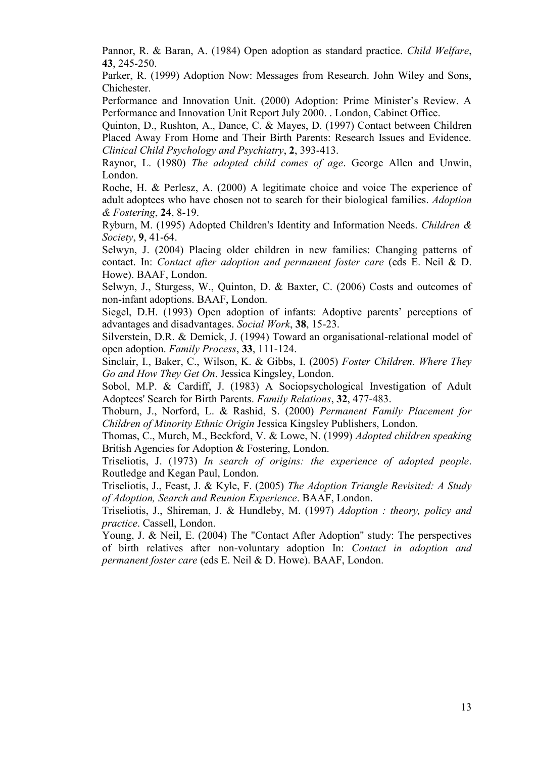Pannor, R. & Baran, A. (1984) Open adoption as standard practice. *Child Welfare*, **43**, 245-250.

Parker, R. (1999) Adoption Now: Messages from Research. John Wiley and Sons, Chichester.

Performance and Innovation Unit. (2000) Adoption: Prime Minister's Review. A Performance and Innovation Unit Report July 2000. . London, Cabinet Office.

Quinton, D., Rushton, A., Dance, C. & Mayes, D. (1997) Contact between Children Placed Away From Home and Their Birth Parents: Research Issues and Evidence. *Clinical Child Psychology and Psychiatry*, **2**, 393-413.

Raynor, L. (1980) *The adopted child comes of age*. George Allen and Unwin, London.

Roche, H. & Perlesz, A. (2000) A legitimate choice and voice The experience of adult adoptees who have chosen not to search for their biological families. *Adoption & Fostering*, **24**, 8-19.

Ryburn, M. (1995) Adopted Children's Identity and Information Needs. *Children & Society*, **9**, 41-64.

Selwyn, J. (2004) Placing older children in new families: Changing patterns of contact. In: *Contact after adoption and permanent foster care* (eds E. Neil & D. Howe). BAAF, London.

Selwyn, J., Sturgess, W., Quinton, D. & Baxter, C. (2006) Costs and outcomes of non-infant adoptions. BAAF, London.

Siegel, D.H. (1993) Open adoption of infants: Adoptive parents' perceptions of advantages and disadvantages. *Social Work*, **38**, 15-23.

Silverstein, D.R. & Demick, J. (1994) Toward an organisational-relational model of open adoption. *Family Process*, **33**, 111-124.

Sinclair, I., Baker, C., Wilson, K. & Gibbs, I. (2005) *Foster Children. Where They Go and How They Get On*. Jessica Kingsley, London.

Sobol, M.P. & Cardiff, J. (1983) A Sociopsychological Investigation of Adult Adoptees' Search for Birth Parents. *Family Relations*, **32**, 477-483.

Thoburn, J., Norford, L. & Rashid, S. (2000) *Permanent Family Placement for Children of Minority Ethnic Origin* Jessica Kingsley Publishers, London.

Thomas, C., Murch, M., Beckford, V. & Lowe, N. (1999) *Adopted children speaking* British Agencies for Adoption & Fostering, London.

Triseliotis, J. (1973) *In search of origins: the experience of adopted people*. Routledge and Kegan Paul, London.

Triseliotis, J., Feast, J. & Kyle, F. (2005) *The Adoption Triangle Revisited: A Study of Adoption, Search and Reunion Experience*. BAAF, London.

Triseliotis, J., Shireman, J. & Hundleby, M. (1997) *Adoption : theory, policy and practice*. Cassell, London.

Young, J. & Neil, E. (2004) The "Contact After Adoption" study: The perspectives of birth relatives after non-voluntary adoption In: *Contact in adoption and permanent foster care* (eds E. Neil & D. Howe). BAAF, London.